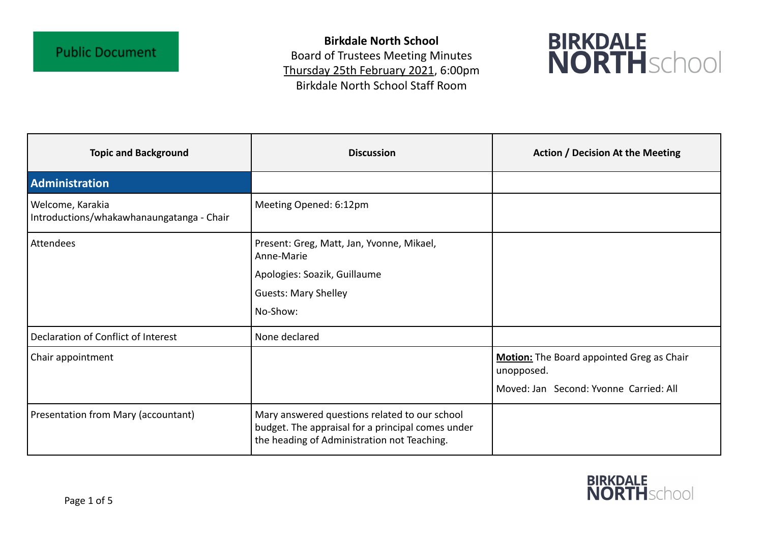Public Document

**Birkdale North School**
Board of Trustees Meeting Minutes
Thursday 25th February 2021, 6:00pm
Birkdale North School Staff Room

| Topic and Background | Discussion | Action / Decision At the Meeting |
|---|---|---|
| **Administration** | | |
| Welcome, Karakia<br>Introductions/whakawhanaungatanga - Chair | Meeting Opened: 6:12pm | |
| Attendees | Present: Greg, Matt, Jan, Yvonne, Mikael, Anne-Marie<br>Apologies: Soazik, Guillaume<br>Guests: Mary Shelley<br>No-Show: | |
| Declaration of Conflict of Interest | None declared | |
| Chair appointment | | **Motion:** The Board appointed Greg as Chair unopposed.<br>Moved: Jan Second: Yvonne Carried: All |
| Presentation from Mary (accountant) | Mary answered questions related to our school budget. The appraisal for a principal comes under the heading of Administration not Teaching. | |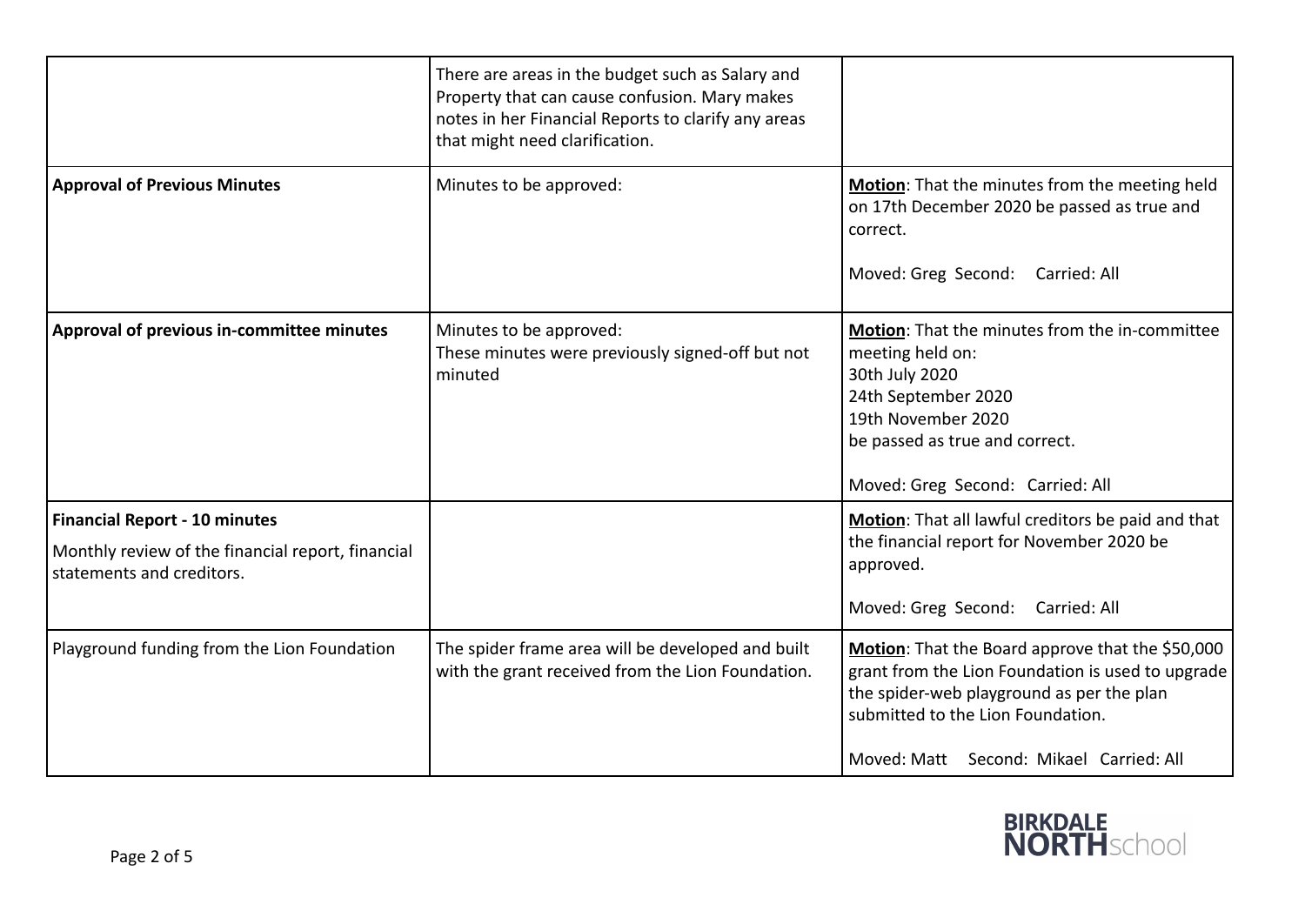| | | |
|---|---|---|
| | There are areas in the budget such as Salary and Property that can cause confusion. Mary makes notes in her Financial Reports to clarify any areas that might need clarification. | |
| **Approval of Previous Minutes** | Minutes to be approved: | **Motion**: That the minutes from the meeting held on 17th December 2020 be passed as true and correct.<br><br>Moved: Greg Second: Carried: All |
| **Approval of previous in-committee minutes** | Minutes to be approved:<br>These minutes were previously signed-off but not minuted | **Motion**: That the minutes from the in-committee meeting held on:<br>30th July 2020<br>24th September 2020<br>19th November 2020<br>be passed as true and correct.<br><br>Moved: Greg Second: Carried: All |
| **Financial Report - 10 minutes**<br><br>Monthly review of the financial report, financial statements and creditors. | | **Motion**: That all lawful creditors be paid and that the financial report for November 2020 be approved.<br><br>Moved: Greg Second: Carried: All |
| Playground funding from the Lion Foundation | The spider frame area will be developed and built with the grant received from the Lion Foundation. | **Motion**: That the Board approve that the $50,000 grant from the Lion Foundation is used to upgrade the spider-web playground as per the plan submitted to the Lion Foundation.<br><br>Moved: Matt Second: Mikael Carried: All |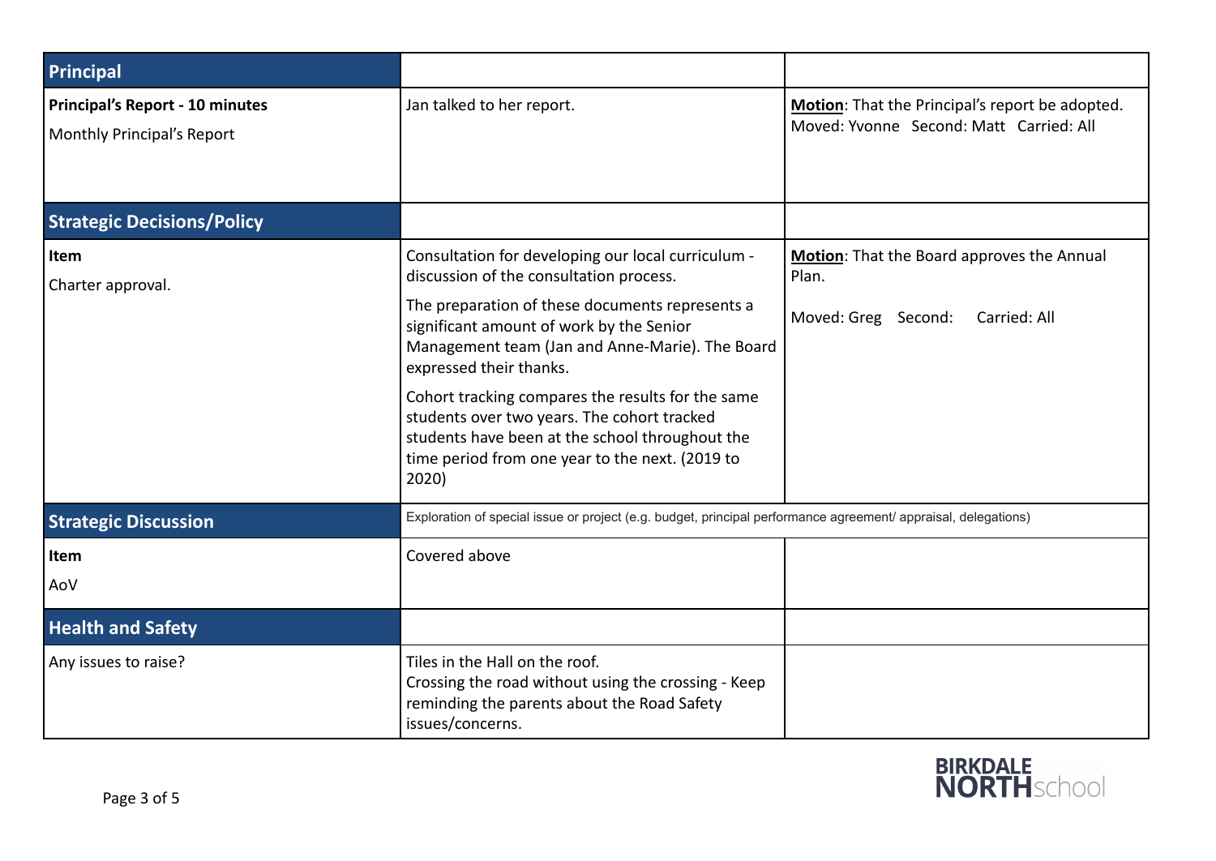| Principal | | |
|---|---|---|
| **Principal's Report - 10 minutes**<br>Monthly Principal's Report | Jan talked to her report. | **Motion**: That the Principal's report be adopted.<br>Moved: Yvonne Second: Matt Carried: All |
| **Strategic Decisions/Policy** | | |
| **Item**<br>Charter approval. | Consultation for developing our local curriculum - discussion of the consultation process.<br>The preparation of these documents represents a significant amount of work by the Senior Management team (Jan and Anne-Marie). The Board expressed their thanks.<br>Cohort tracking compares the results for the same students over two years. The cohort tracked students have been at the school throughout the time period from one year to the next. (2019 to 2020) | **Motion**: That the Board approves the Annual Plan.<br><br>Moved: Greg Second: Carried: All |
| **Strategic Discussion** | Exploration of special issue or project (e.g. budget, principal performance agreement/ appraisal, delegations) | |
| **Item**<br>AoV | Covered above | |
| **Health and Safety** | | |
| Any issues to raise? | Tiles in the Hall on the roof.<br>Crossing the road without using the crossing - Keep reminding the parents about the Road Safety issues/concerns. | |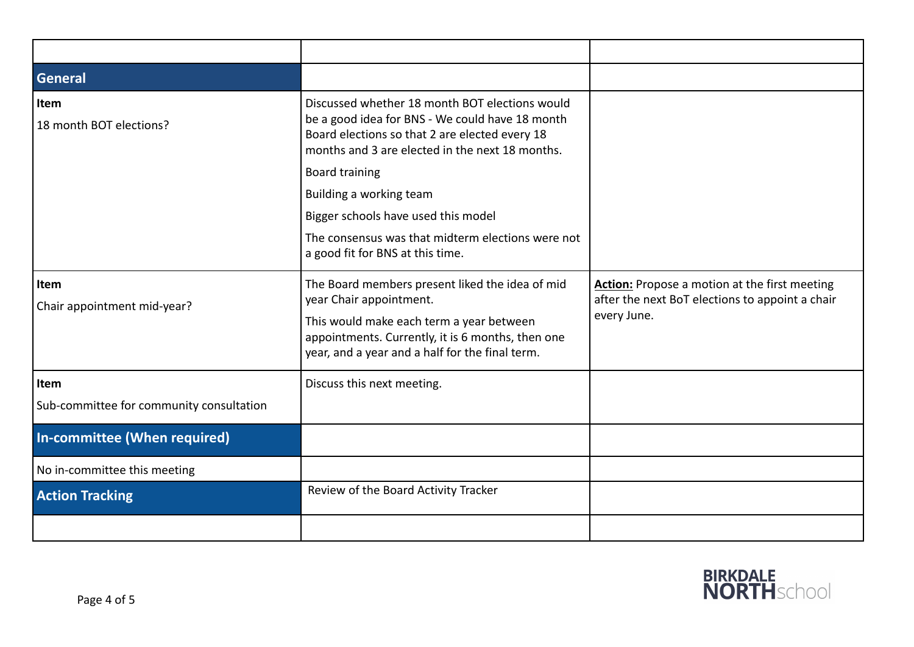| | | |
|---|---|---|
| **General** | | |
| **Item**<br>18 month BOT elections? | Discussed whether 18 month BOT elections would be a good idea for BNS - We could have 18 month Board elections so that 2 are elected every 18 months and 3 are elected in the next 18 months.<br>Board training<br>Building a working team<br>Bigger schools have used this model<br>The consensus was that midterm elections were not a good fit for BNS at this time. | |
| **Item**<br>Chair appointment mid-year? | The Board members present liked the idea of mid year Chair appointment.<br>This would make each term a year between appointments. Currently, it is 6 months, then one year, and a year and a half for the final term. | **Action:** Propose a motion at the first meeting after the next BoT elections to appoint a chair every June. |
| **Item**<br>Sub-committee for community consultation | Discuss this next meeting. | |
| **In-committee (When required)** | | |
| No in-committee this meeting | | |
| **Action Tracking** | Review of the Board Activity Tracker | |
| | | |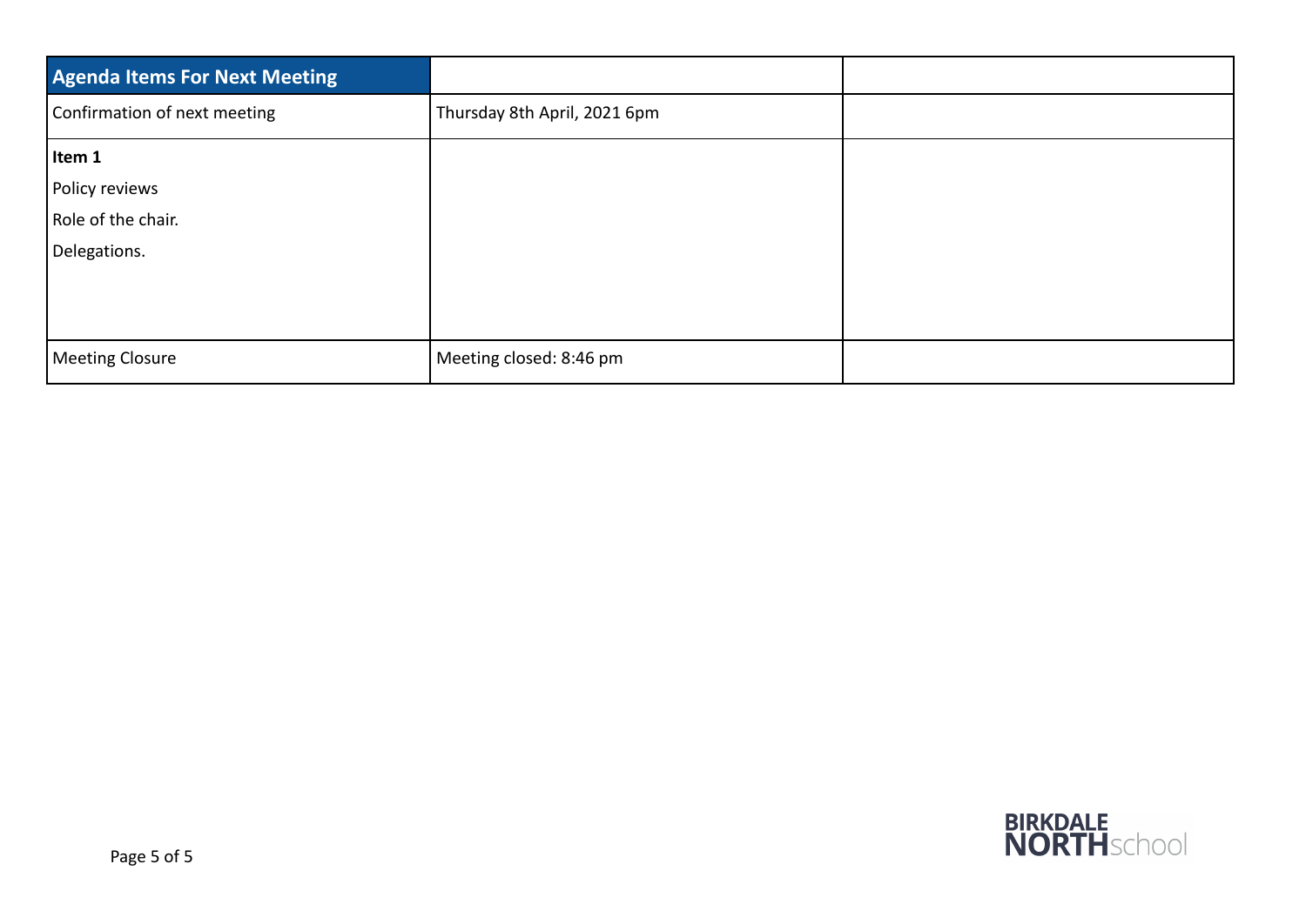| Agenda Items For Next Meeting | | |
|---|---|---|
| Confirmation of next meeting | Thursday 8th April, 2021 6pm | |
| **Item 1**<br>Policy reviews<br>Role of the chair.<br>Delegations. | | |
| Meeting Closure | Meeting closed: 8:46 pm | |

BIRKDALE NORTH school